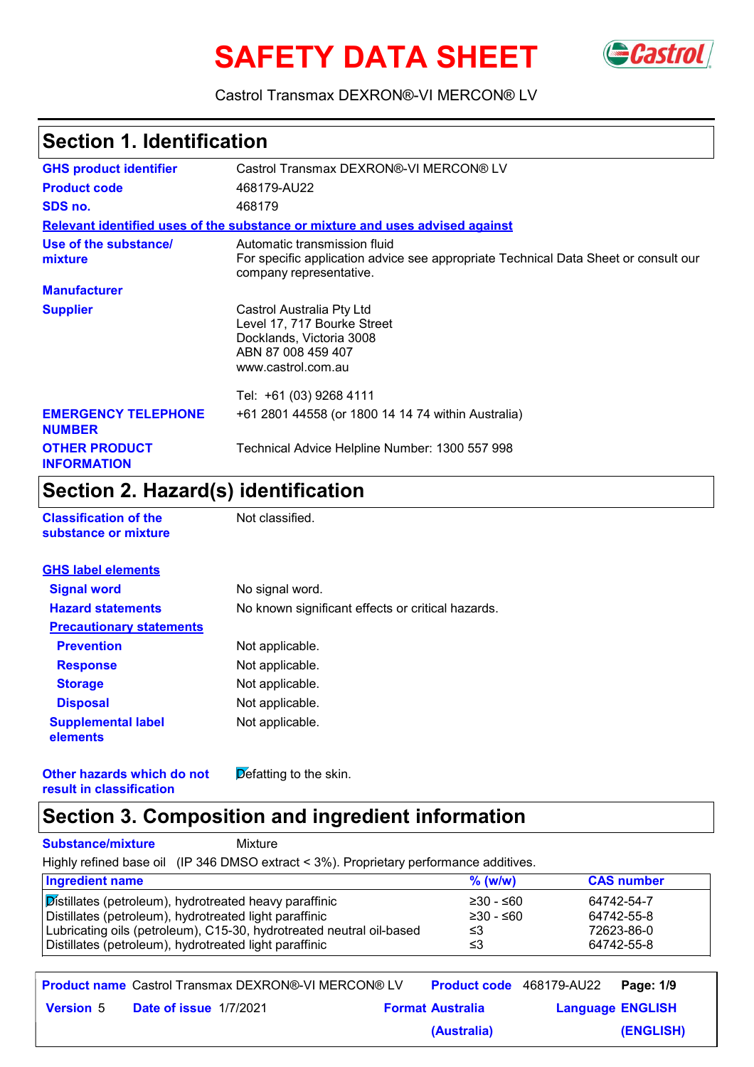# SAFETY DATA SHEET

Castrol Transmax DEXRON®-VI MERCON® LV

## Section 1. Identification

**GHS product identifier** Castrol Transmax DEXRON®-VI MERCON® LV

**Product code** 468179-AU22

**SDS no.** 468179

**Relevant identified uses of the substance or mixture and uses advised against**

**Use of the substance/ mixture** Automatic transmission fluid
For specific application advice see appropriate Technical Data Sheet or consult our company representative.

**Manufacturer**

**Supplier** Castrol Australia Pty Ltd
Level 17, 717 Bourke Street
Docklands, Victoria 3008
ABN 87 008 459 407
www.castrol.com.au

Tel: +61 (03) 9268 4111

**EMERGENCY TELEPHONE NUMBER** +61 2801 44558 (or 1800 14 14 74 within Australia)

**OTHER PRODUCT INFORMATION** Technical Advice Helpline Number: 1300 557 998

## Section 2. Hazard(s) identification

**Classification of the substance or mixture** Not classified.

**GHS label elements**

**Signal word** No signal word.

**Hazard statements** No known significant effects or critical hazards.

**Precautionary statements**

**Prevention** Not applicable.

**Response** Not applicable.

**Storage** Not applicable.

**Disposal** Not applicable.

**Supplemental label elements** Not applicable.

**Other hazards which do not result in classification** Defatting to the skin.

## Section 3. Composition and ingredient information

**Substance/mixture** Mixture

Highly refined base oil (IP 346 DMSO extract < 3%). Proprietary performance additives.

| Ingredient name | % (w/w) | CAS number |
|---|---|---|
| Distillates (petroleum), hydrotreated heavy paraffinic | ≥30 - ≤60 | 64742-54-7 |
| Distillates (petroleum), hydrotreated light paraffinic | ≥30 - ≤60 | 64742-55-8 |
| Lubricating oils (petroleum), C15-30, hydrotreated neutral oil-based | ≤3 | 72623-86-0 |
| Distillates (petroleum), hydrotreated light paraffinic | ≤3 | 64742-55-8 |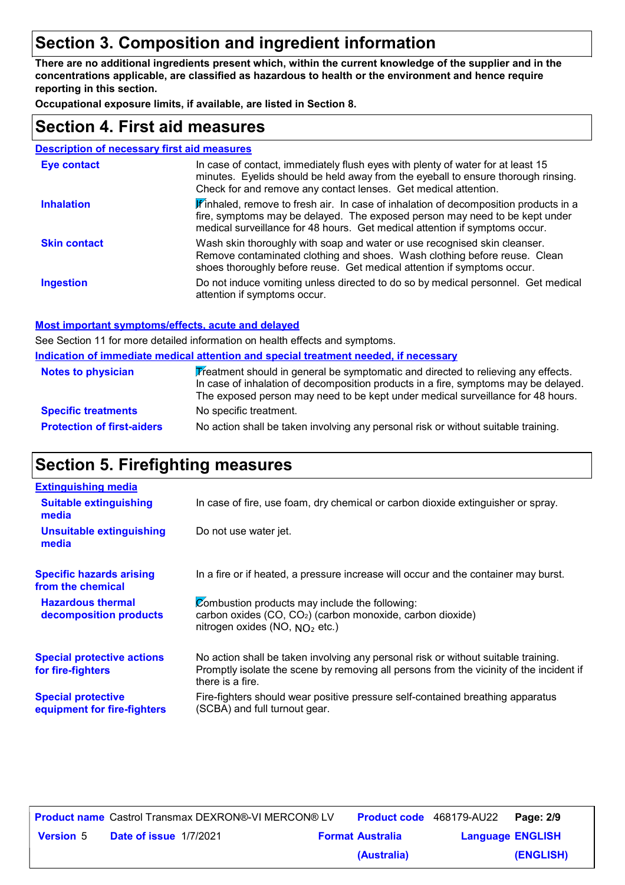## Section 3. Composition and ingredient information

**There are no additional ingredients present which, within the current knowledge of the supplier and in the concentrations applicable, are classified as hazardous to health or the environment and hence require reporting in this section.**

**Occupational exposure limits, if available, are listed in Section 8.**

## Section 4. First aid measures

### Description of necessary first aid measures

| | |
|---|---|
| **Eye contact** | In case of contact, immediately flush eyes with plenty of water for at least 15 minutes. Eyelids should be held away from the eyeball to ensure thorough rinsing. Check for and remove any contact lenses. Get medical attention. |
| **Inhalation** | If inhaled, remove to fresh air. In case of inhalation of decomposition products in a fire, symptoms may be delayed. The exposed person may need to be kept under medical surveillance for 48 hours. Get medical attention if symptoms occur. |
| **Skin contact** | Wash skin thoroughly with soap and water or use recognised skin cleanser. Remove contaminated clothing and shoes. Wash clothing before reuse. Clean shoes thoroughly before reuse. Get medical attention if symptoms occur. |
| **Ingestion** | Do not induce vomiting unless directed to do so by medical personnel. Get medical attention if symptoms occur. |

### Most important symptoms/effects, acute and delayed

See Section 11 for more detailed information on health effects and symptoms.

### Indication of immediate medical attention and special treatment needed, if necessary

| | |
|---|---|
| **Notes to physician** | Treatment should in general be symptomatic and directed to relieving any effects. In case of inhalation of decomposition products in a fire, symptoms may be delayed. The exposed person may need to be kept under medical surveillance for 48 hours. |
| **Specific treatments** | No specific treatment. |
| **Protection of first-aiders** | No action shall be taken involving any personal risk or without suitable training. |

## Section 5. Firefighting measures

### Extinguishing media

| | |
|---|---|
| **Suitable extinguishing media** | In case of fire, use foam, dry chemical or carbon dioxide extinguisher or spray. |
| **Unsuitable extinguishing media** | Do not use water jet. |

| | |
|---|---|
| **Specific hazards arising from the chemical** | In a fire or if heated, a pressure increase will occur and the container may burst. |
| **Hazardous thermal decomposition products** | Combustion products may include the following:<br>carbon oxides (CO, $CO_2$) (carbon monoxide, carbon dioxide)<br>nitrogen oxides (NO, $NO_2$ etc.) |
| **Special protective actions for fire-fighters** | No action shall be taken involving any personal risk or without suitable training. Promptly isolate the scene by removing all persons from the vicinity of the incident if there is a fire. |
| **Special protective equipment for fire-fighters** | Fire-fighters should wear positive pressure self-contained breathing apparatus (SCBA) and full turnout gear. |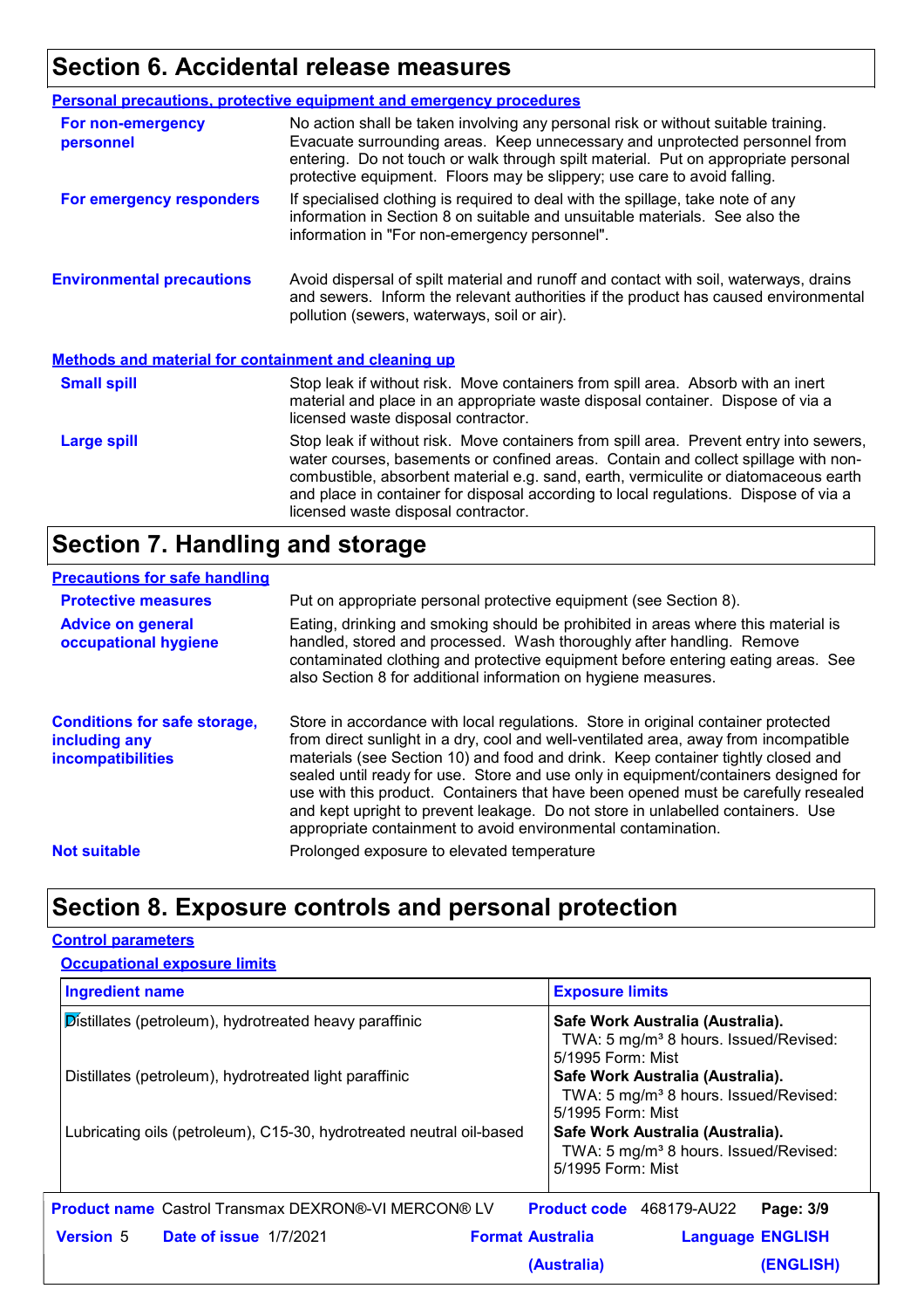## Section 6. Accidental release measures

### Personal precautions, protective equipment and emergency procedures

**For non-emergency personnel**

No action shall be taken involving any personal risk or without suitable training. Evacuate surrounding areas. Keep unnecessary and unprotected personnel from entering. Do not touch or walk through spilt material. Put on appropriate personal protective equipment. Floors may be slippery; use care to avoid falling.

**For emergency responders**

If specialised clothing is required to deal with the spillage, take note of any information in Section 8 on suitable and unsuitable materials. See also the information in "For non-emergency personnel".

**Environmental precautions**

Avoid dispersal of spilt material and runoff and contact with soil, waterways, drains and sewers. Inform the relevant authorities if the product has caused environmental pollution (sewers, waterways, soil or air).

### Methods and material for containment and cleaning up

**Small spill**

Stop leak if without risk. Move containers from spill area. Absorb with an inert material and place in an appropriate waste disposal container. Dispose of via a licensed waste disposal contractor.

**Large spill**

Stop leak if without risk. Move containers from spill area. Prevent entry into sewers, water courses, basements or confined areas. Contain and collect spillage with non-combustible, absorbent material e.g. sand, earth, vermiculite or diatomaceous earth and place in container for disposal according to local regulations. Dispose of via a licensed waste disposal contractor.

## Section 7. Handling and storage

### Precautions for safe handling

**Protective measures**

Put on appropriate personal protective equipment (see Section 8).

**Advice on general occupational hygiene**

Eating, drinking and smoking should be prohibited in areas where this material is handled, stored and processed. Wash thoroughly after handling. Remove contaminated clothing and protective equipment before entering eating areas. See also Section 8 for additional information on hygiene measures.

**Conditions for safe storage, including any incompatibilities**

Store in accordance with local regulations. Store in original container protected from direct sunlight in a dry, cool and well-ventilated area, away from incompatible materials (see Section 10) and food and drink. Keep container tightly closed and sealed until ready for use. Store and use only in equipment/containers designed for use with this product. Containers that have been opened must be carefully resealed and kept upright to prevent leakage. Do not store in unlabelled containers. Use appropriate containment to avoid environmental contamination.

**Not suitable**

Prolonged exposure to elevated temperature

## Section 8. Exposure controls and personal protection

### Control parameters

#### Occupational exposure limits

| Ingredient name | Exposure limits |
| --- | --- |
| Distillates (petroleum), hydrotreated heavy paraffinic | **Safe Work Australia (Australia).** TWA: 5 mg/m³ 8 hours. Issued/Revised: 5/1995 Form: Mist |
| Distillates (petroleum), hydrotreated light paraffinic | **Safe Work Australia (Australia).** TWA: 5 mg/m³ 8 hours. Issued/Revised: 5/1995 Form: Mist |
| Lubricating oils (petroleum), C15-30, hydrotreated neutral oil-based | **Safe Work Australia (Australia).** TWA: 5 mg/m³ 8 hours. Issued/Revised: 5/1995 Form: Mist |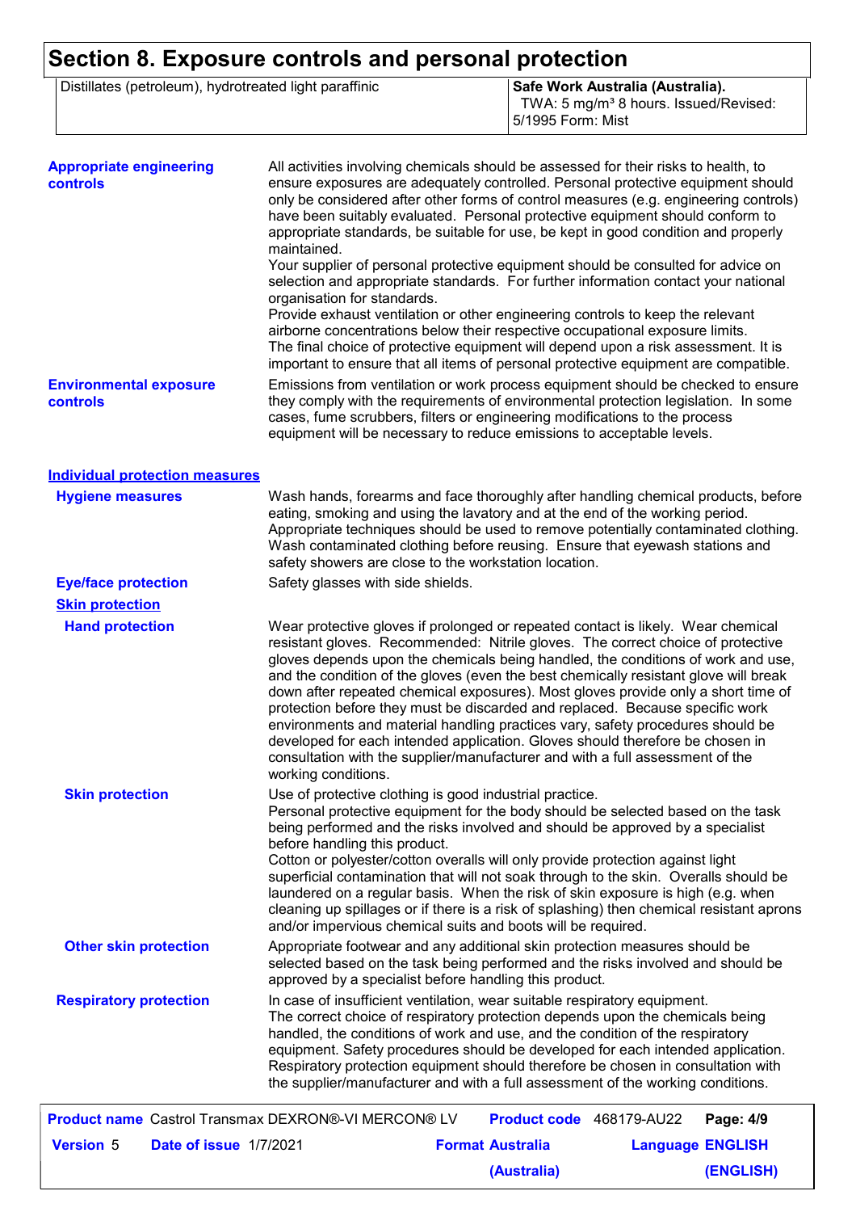# Section 8. Exposure controls and personal protection

| Distillates (petroleum), hydrotreated light paraffinic | **Safe Work Australia (Australia).** TWA: 5 mg/m³ 8 hours. Issued/Revised: 5/1995 Form: Mist |
|---|---|

**Appropriate engineering controls**

All activities involving chemicals should be assessed for their risks to health, to ensure exposures are adequately controlled. Personal protective equipment should only be considered after other forms of control measures (e.g. engineering controls) have been suitably evaluated. Personal protective equipment should conform to appropriate standards, be suitable for use, be kept in good condition and properly maintained.
Your supplier of personal protective equipment should be consulted for advice on selection and appropriate standards. For further information contact your national organisation for standards.
Provide exhaust ventilation or other engineering controls to keep the relevant airborne concentrations below their respective occupational exposure limits.
The final choice of protective equipment will depend upon a risk assessment. It is important to ensure that all items of personal protective equipment are compatible.

**Environmental exposure controls**

Emissions from ventilation or work process equipment should be checked to ensure they comply with the requirements of environmental protection legislation. In some cases, fume scrubbers, filters or engineering modifications to the process equipment will be necessary to reduce emissions to acceptable levels.

## Individual protection measures

**Hygiene measures**

Wash hands, forearms and face thoroughly after handling chemical products, before eating, smoking and using the lavatory and at the end of the working period. Appropriate techniques should be used to remove potentially contaminated clothing. Wash contaminated clothing before reusing. Ensure that eyewash stations and safety showers are close to the workstation location.

**Eye/face protection**

Safety glasses with side shields.

### Skin protection

**Hand protection**

Wear protective gloves if prolonged or repeated contact is likely. Wear chemical resistant gloves. Recommended: Nitrile gloves. The correct choice of protective gloves depends upon the chemicals being handled, the conditions of work and use, and the condition of the gloves (even the best chemically resistant glove will break down after repeated chemical exposures). Most gloves provide only a short time of protection before they must be discarded and replaced. Because specific work environments and material handling practices vary, safety procedures should be developed for each intended application. Gloves should therefore be chosen in consultation with the supplier/manufacturer and with a full assessment of the working conditions.

**Skin protection**

Use of protective clothing is good industrial practice.
Personal protective equipment for the body should be selected based on the task being performed and the risks involved and should be approved by a specialist before handling this product.
Cotton or polyester/cotton overalls will only provide protection against light superficial contamination that will not soak through to the skin. Overalls should be laundered on a regular basis. When the risk of skin exposure is high (e.g. when cleaning up spillages or if there is a risk of splashing) then chemical resistant aprons and/or impervious chemical suits and boots will be required.

**Other skin protection**

Appropriate footwear and any additional skin protection measures should be selected based on the task being performed and the risks involved and should be approved by a specialist before handling this product.

**Respiratory protection**

In case of insufficient ventilation, wear suitable respiratory equipment.
The correct choice of respiratory protection depends upon the chemicals being handled, the conditions of work and use, and the condition of the respiratory equipment. Safety procedures should be developed for each intended application. Respiratory protection equipment should therefore be chosen in consultation with the supplier/manufacturer and with a full assessment of the working conditions.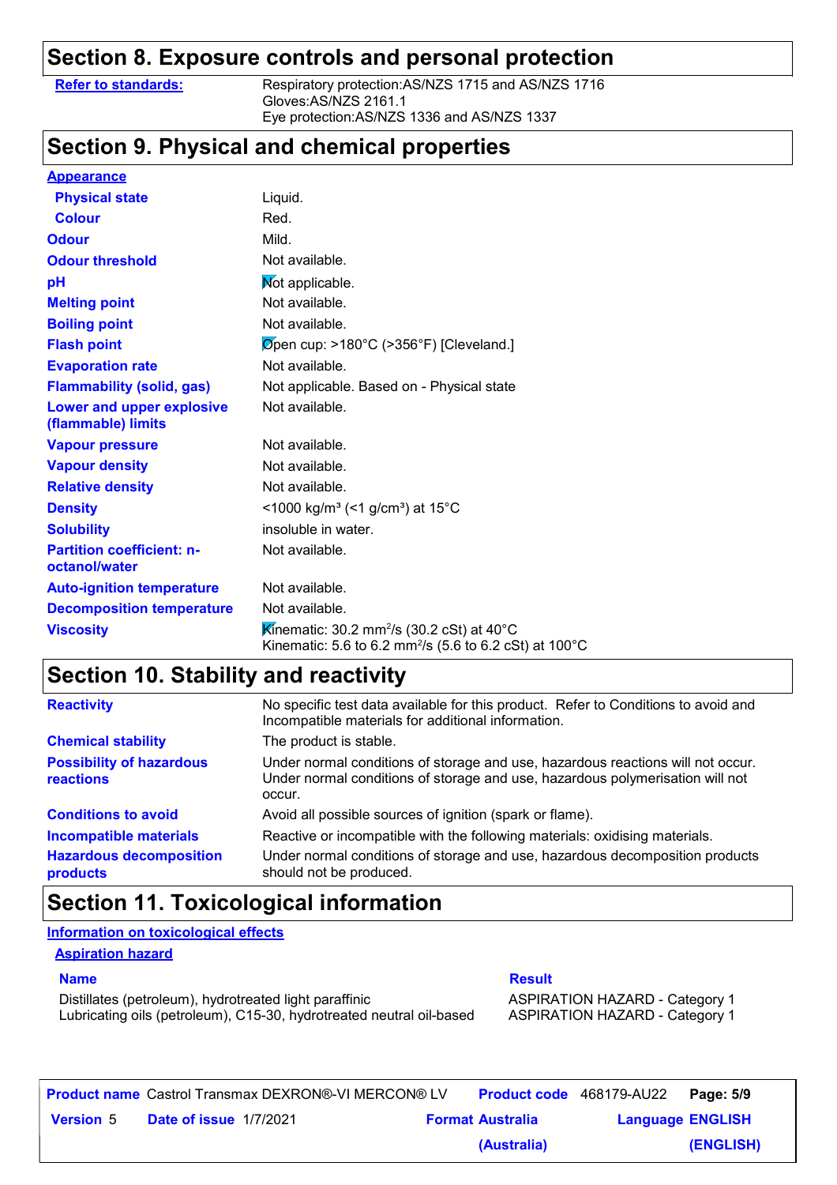## Section 8. Exposure controls and personal protection

| | |
|---|---|
| **Refer to standards:** | Respiratory protection:AS/NZS 1715 and AS/NZS 1716<br>Gloves:AS/NZS 2161.1<br>Eye protection:AS/NZS 1336 and AS/NZS 1337 |

## Section 9. Physical and chemical properties

| | |
|---|---|
| **Appearance** | |
| **Physical state** | Liquid. |
| **Colour** | Red. |
| **Odour** | Mild. |
| **Odour threshold** | Not available. |
| **pH** | Not applicable. |
| **Melting point** | Not available. |
| **Boiling point** | Not available. |
| **Flash point** | Open cup: >180°C (>356°F) [Cleveland.] |
| **Evaporation rate** | Not available. |
| **Flammability (solid, gas)** | Not applicable. Based on - Physical state |
| **Lower and upper explosive (flammable) limits** | Not available. |
| **Vapour pressure** | Not available. |
| **Vapour density** | Not available. |
| **Relative density** | Not available. |
| **Density** | <1000 kg/m³ (<1 g/cm³) at 15°C |
| **Solubility** | insoluble in water. |
| **Partition coefficient: n-octanol/water** | Not available. |
| **Auto-ignition temperature** | Not available. |
| **Decomposition temperature** | Not available. |
| **Viscosity** | Kinematic: 30.2 mm²/s (30.2 cSt) at 40°C<br>Kinematic: 5.6 to 6.2 mm²/s (5.6 to 6.2 cSt) at 100°C |

## Section 10. Stability and reactivity

| | |
|---|---|
| **Reactivity** | No specific test data available for this product. Refer to Conditions to avoid and Incompatible materials for additional information. |
| **Chemical stability** | The product is stable. |
| **Possibility of hazardous reactions** | Under normal conditions of storage and use, hazardous reactions will not occur. Under normal conditions of storage and use, hazardous polymerisation will not occur. |
| **Conditions to avoid** | Avoid all possible sources of ignition (spark or flame). |
| **Incompatible materials** | Reactive or incompatible with the following materials: oxidising materials. |
| **Hazardous decomposition products** | Under normal conditions of storage and use, hazardous decomposition products should not be produced. |

## Section 11. Toxicological information

**Information on toxicological effects**

**Aspiration hazard**

| Name | Result |
|---|---|
| Distillates (petroleum), hydrotreated light paraffinic | ASPIRATION HAZARD - Category 1 |
| Lubricating oils (petroleum), C15-30, hydrotreated neutral oil-based | ASPIRATION HAZARD - Category 1 |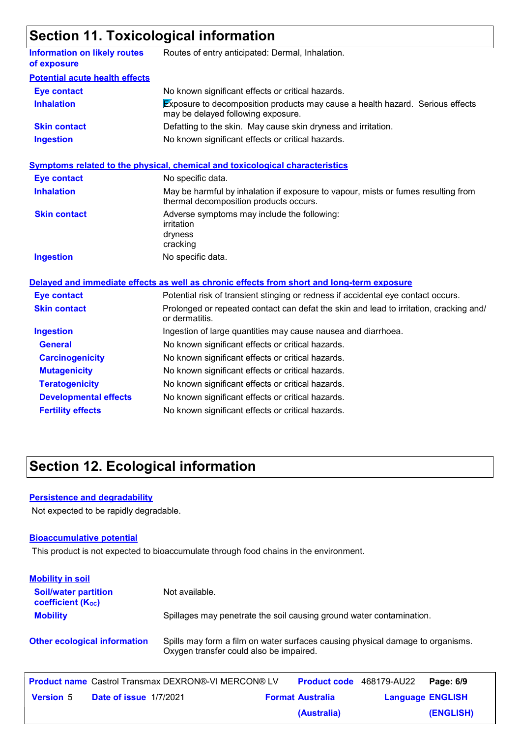## Section 11. Toxicological information

| | |
|---|---|
| **Information on likely routes of exposure** | Routes of entry anticipated: Dermal, Inhalation. |

**Potential acute health effects**

| | |
|---|---|
| **Eye contact** | No known significant effects or critical hazards. |
| **Inhalation** | Exposure to decomposition products may cause a health hazard. Serious effects may be delayed following exposure. |
| **Skin contact** | Defatting to the skin. May cause skin dryness and irritation. |
| **Ingestion** | No known significant effects or critical hazards. |

**Symptoms related to the physical, chemical and toxicological characteristics**

| | |
|---|---|
| **Eye contact** | No specific data. |
| **Inhalation** | May be harmful by inhalation if exposure to vapour, mists or fumes resulting from thermal decomposition products occurs. |
| **Skin contact** | Adverse symptoms may include the following:<br>irritation<br>dryness<br>cracking |
| **Ingestion** | No specific data. |

**Delayed and immediate effects as well as chronic effects from short and long-term exposure**

| | |
|---|---|
| **Eye contact** | Potential risk of transient stinging or redness if accidental eye contact occurs. |
| **Skin contact** | Prolonged or repeated contact can defat the skin and lead to irritation, cracking and/or dermatitis. |
| **Ingestion** | Ingestion of large quantities may cause nausea and diarrhoea. |
| **General** | No known significant effects or critical hazards. |
| **Carcinogenicity** | No known significant effects or critical hazards. |
| **Mutagenicity** | No known significant effects or critical hazards. |
| **Teratogenicity** | No known significant effects or critical hazards. |
| **Developmental effects** | No known significant effects or critical hazards. |
| **Fertility effects** | No known significant effects or critical hazards. |

## Section 12. Ecological information

**Persistence and degradability**

Not expected to be rapidly degradable.

**Bioaccumulative potential**

This product is not expected to bioaccumulate through food chains in the environment.

**Mobility in soil**

| | |
|---|---|
| **Soil/water partition coefficient ($K_{OC}$)** | Not available. |
| **Mobility** | Spillages may penetrate the soil causing ground water contamination. |

| | |
|---|---|
| **Other ecological information** | Spills may form a film on water surfaces causing physical damage to organisms. Oxygen transfer could also be impaired. |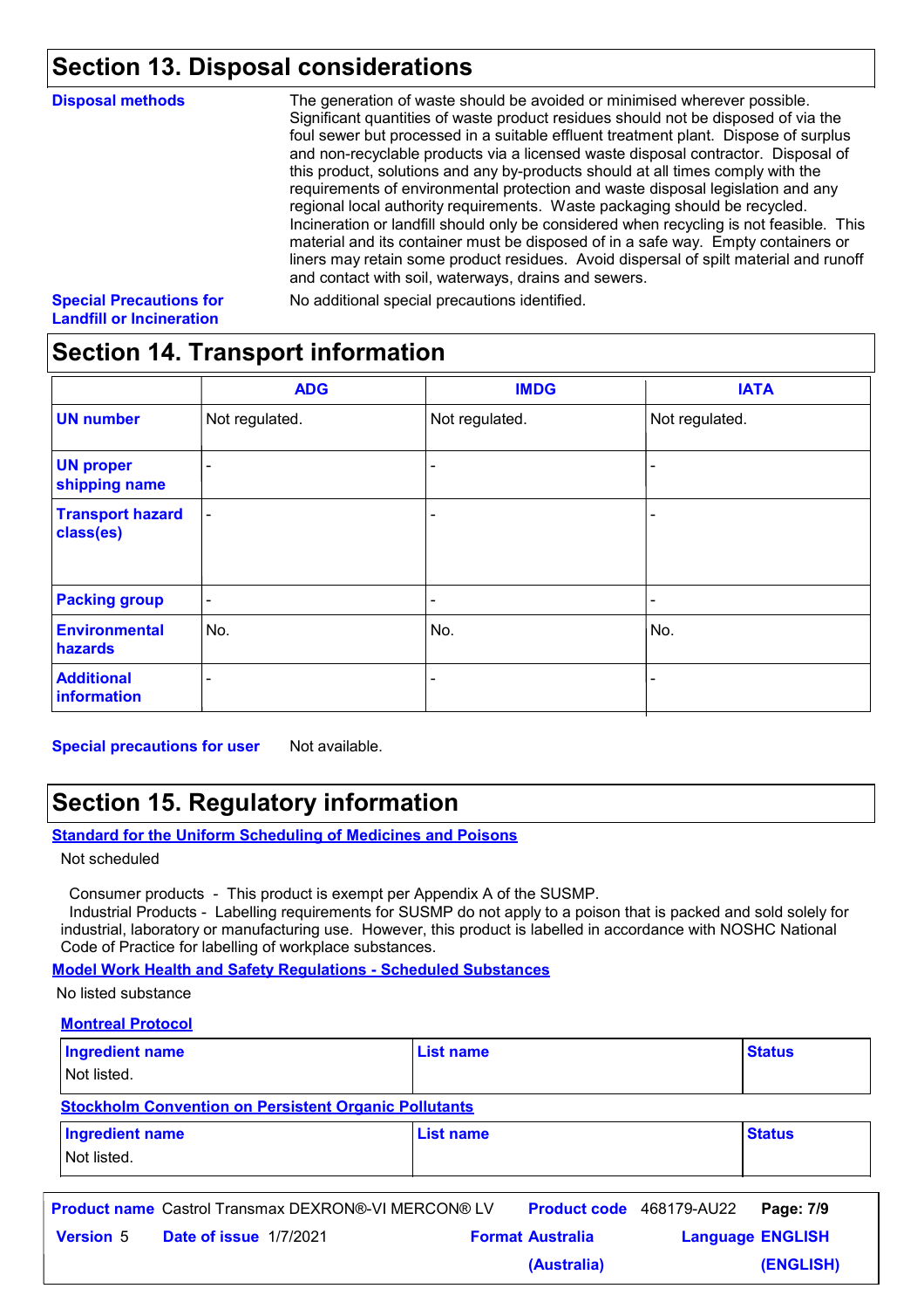## Section 13. Disposal considerations

**Disposal methods**

The generation of waste should be avoided or minimised wherever possible. Significant quantities of waste product residues should not be disposed of via the foul sewer but processed in a suitable effluent treatment plant. Dispose of surplus and non-recyclable products via a licensed waste disposal contractor. Disposal of this product, solutions and any by-products should at all times comply with the requirements of environmental protection and waste disposal legislation and any regional local authority requirements. Waste packaging should be recycled. Incineration or landfill should only be considered when recycling is not feasible. This material and its container must be disposed of in a safe way. Empty containers or liners may retain some product residues. Avoid dispersal of spilt material and runoff and contact with soil, waterways, drains and sewers.

**Special Precautions for Landfill or Incineration**

No additional special precautions identified.

## Section 14. Transport information

| | ADG | IMDG | IATA |
|---|---|---|---|
| **UN number** | Not regulated. | Not regulated. | Not regulated. |
| **UN proper shipping name** | - | - | - |
| **Transport hazard class(es)** | - | - | - |
| **Packing group** | - | - | - |
| **Environmental hazards** | No. | No. | No. |
| **Additional information** | - | - | - |

**Special precautions for user** Not available.

## Section 15. Regulatory information

**Standard for the Uniform Scheduling of Medicines and Poisons**

Not scheduled

Consumer products - This product is exempt per Appendix A of the SUSMP.
Industrial Products - Labelling requirements for SUSMP do not apply to a poison that is packed and sold solely for industrial, laboratory or manufacturing use. However, this product is labelled in accordance with NOSHC National Code of Practice for labelling of workplace substances.

**Model Work Health and Safety Regulations - Scheduled Substances**

No listed substance

**Montreal Protocol**

| Ingredient name | List name | Status |
|---|---|---|
| Not listed. | | |

**Stockholm Convention on Persistent Organic Pollutants**

| Ingredient name | List name | Status |
|---|---|---|
| Not listed. | | |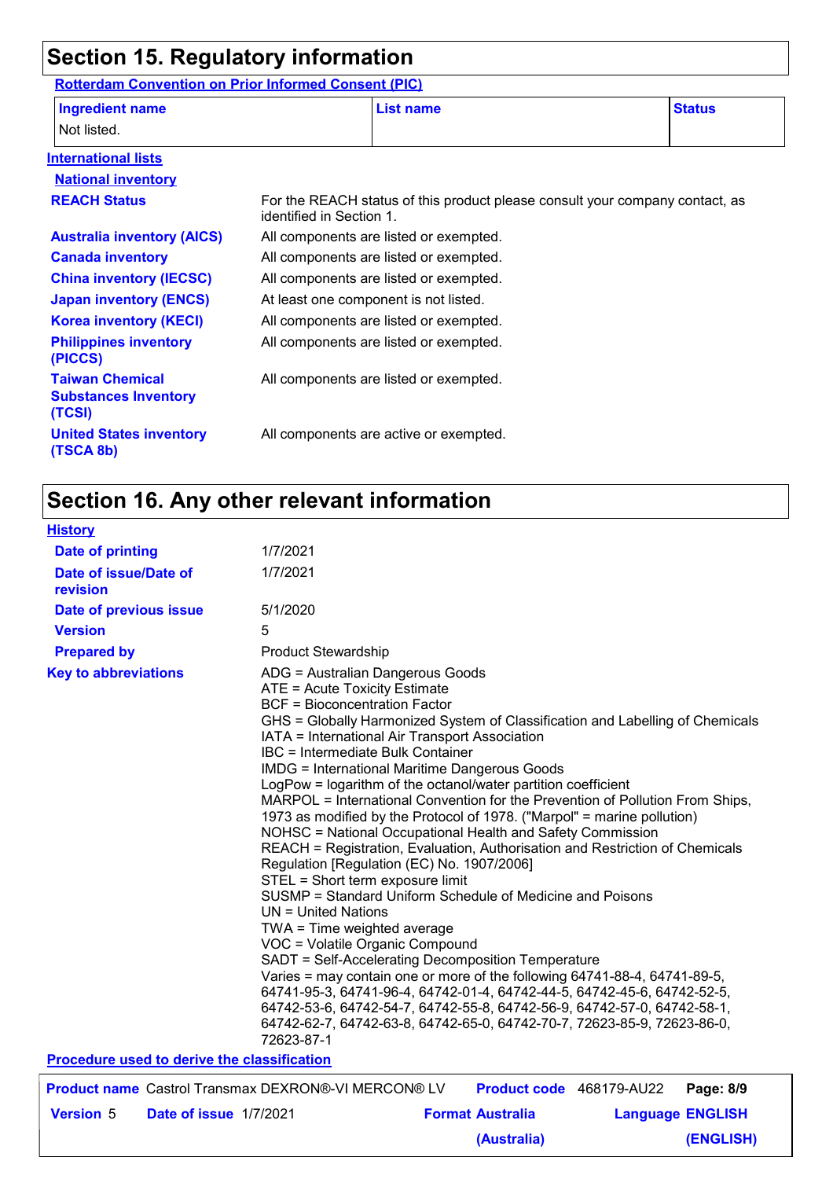## Section 15. Regulatory information

**Rotterdam Convention on Prior Informed Consent (PIC)**

| Ingredient name | List name | Status |
|---|---|---|
| Not listed. | | |

**International lists**

**National inventory**

| | |
|---|---|
| **REACH Status** | For the REACH status of this product please consult your company contact, as identified in Section 1. |
| **Australia inventory (AICS)** | All components are listed or exempted. |
| **Canada inventory** | All components are listed or exempted. |
| **China inventory (IECSC)** | All components are listed or exempted. |
| **Japan inventory (ENCS)** | At least one component is not listed. |
| **Korea inventory (KECI)** | All components are listed or exempted. |
| **Philippines inventory (PICCS)** | All components are listed or exempted. |
| **Taiwan Chemical Substances Inventory (TCSI)** | All components are listed or exempted. |
| **United States inventory (TSCA 8b)** | All components are active or exempted. |

## Section 16. Any other relevant information

**History**

| | |
|---|---|
| **Date of printing** | 1/7/2021 |
| **Date of issue/Date of revision** | 1/7/2021 |
| **Date of previous issue** | 5/1/2020 |
| **Version** | 5 |
| **Prepared by** | Product Stewardship |

**Key to abbreviations**

ADG = Australian Dangerous Goods
ATE = Acute Toxicity Estimate
BCF = Bioconcentration Factor
GHS = Globally Harmonized System of Classification and Labelling of Chemicals
IATA = International Air Transport Association
IBC = Intermediate Bulk Container
IMDG = International Maritime Dangerous Goods
LogPow = logarithm of the octanol/water partition coefficient
MARPOL = International Convention for the Prevention of Pollution From Ships, 1973 as modified by the Protocol of 1978. ("Marpol" = marine pollution)
NOHSC = National Occupational Health and Safety Commission
REACH = Registration, Evaluation, Authorisation and Restriction of Chemicals Regulation [Regulation (EC) No. 1907/2006]
STEL = Short term exposure limit
SUSMP = Standard Uniform Schedule of Medicine and Poisons
UN = United Nations
TWA = Time weighted average
VOC = Volatile Organic Compound
SADT = Self-Accelerating Decomposition Temperature
Varies = may contain one or more of the following 64741-88-4, 64741-89-5, 64741-95-3, 64741-96-4, 64742-01-4, 64742-44-5, 64742-45-6, 64742-52-5, 64742-53-6, 64742-54-7, 64742-55-8, 64742-56-9, 64742-57-0, 64742-58-1, 64742-62-7, 64742-63-8, 64742-65-0, 64742-70-7, 72623-85-9, 72623-86-0, 72623-87-1

**Procedure used to derive the classification**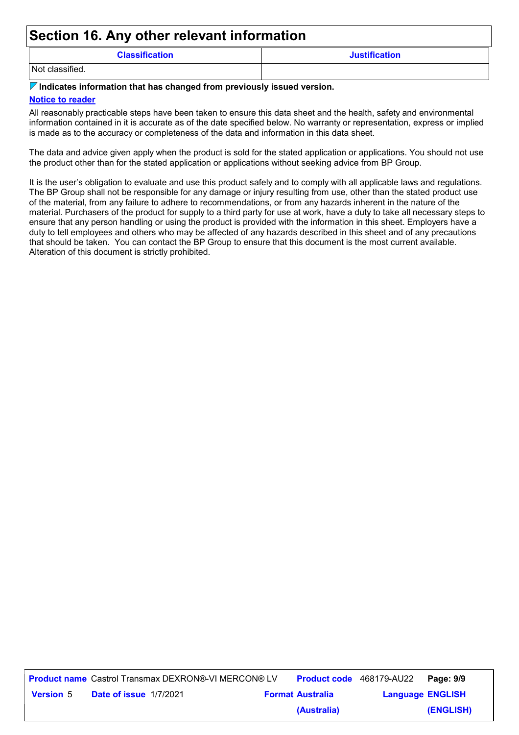# Section 16. Any other relevant information

| Classification | Justification |
|---|---|
| Not classified. | |

**Indicates information that has changed from previously issued version.**

**Notice to reader**

All reasonably practicable steps have been taken to ensure this data sheet and the health, safety and environmental information contained in it is accurate as of the date specified below. No warranty or representation, express or implied is made as to the accuracy or completeness of the data and information in this data sheet.

The data and advice given apply when the product is sold for the stated application or applications. You should not use the product other than for the stated application or applications without seeking advice from BP Group.

It is the user's obligation to evaluate and use this product safely and to comply with all applicable laws and regulations. The BP Group shall not be responsible for any damage or injury resulting from use, other than the stated product use of the material, from any failure to adhere to recommendations, or from any hazards inherent in the nature of the material. Purchasers of the product for supply to a third party for use at work, have a duty to take all necessary steps to ensure that any person handling or using the product is provided with the information in this sheet. Employers have a duty to tell employees and others who may be affected of any hazards described in this sheet and of any precautions that should be taken. You can contact the BP Group to ensure that this document is the most current available. Alteration of this document is strictly prohibited.